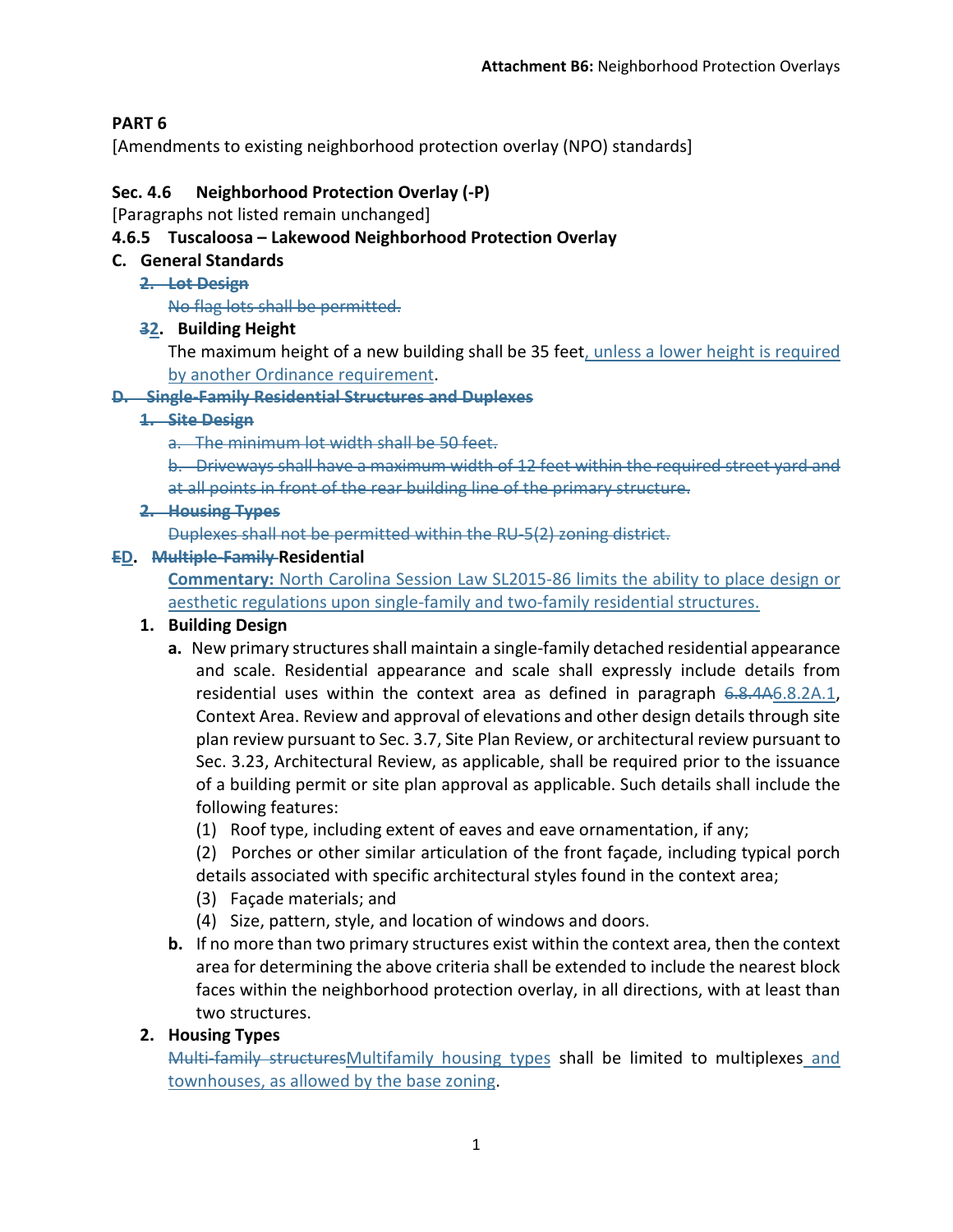**Attachment B6:** Neighborhood Protection Overlays

**PART 6**

[Amendments to existing neighborhood protection overlay (NPO) standards]

**Sec. 4.6 Neighborhood Protection Overlay (-P)**

[Paragraphs not listed remain unchanged]

**4.6.5 Tuscaloosa – Lakewood Neighborhood Protection Overlay**

**C. General Standards**

~~**2. Lot Design**~~

~~No flag lots shall be permitted.~~

**~~3~~2. Building Height**

The maximum height of a new building shall be 35 feet, unless a lower height is required by another Ordinance requirement.

~~**D. Single-Family Residential Structures and Duplexes**~~

~~**1. Site Design**~~

~~a. The minimum lot width shall be 50 feet.~~

~~b. Driveways shall have a maximum width of 12 feet within the required street yard and at all points in front of the rear building line of the primary structure.~~

~~**2. Housing Types**~~

~~Duplexes shall not be permitted within the RU-5(2) zoning district.~~

**~~E~~D. ~~Multiple-Family~~ Residential**

**Commentary:** North Carolina Session Law SL2015-86 limits the ability to place design or aesthetic regulations upon single-family and two-family residential structures.

**1. Building Design**

**a.** New primary structures shall maintain a single-family detached residential appearance and scale. Residential appearance and scale shall expressly include details from residential uses within the context area as defined in paragraph ~~6.8.4A~~6.8.2A.1, Context Area. Review and approval of elevations and other design details through site plan review pursuant to Sec. 3.7, Site Plan Review, or architectural review pursuant to Sec. 3.23, Architectural Review, as applicable, shall be required prior to the issuance of a building permit or site plan approval as applicable. Such details shall include the following features:

(1) Roof type, including extent of eaves and eave ornamentation, if any;

(2) Porches or other similar articulation of the front façade, including typical porch details associated with specific architectural styles found in the context area;

(3) Façade materials; and

(4) Size, pattern, style, and location of windows and doors.

**b.** If no more than two primary structures exist within the context area, then the context area for determining the above criteria shall be extended to include the nearest block faces within the neighborhood protection overlay, in all directions, with at least than two structures.

**2. Housing Types**

~~Multi-family structures~~Multifamily housing types shall be limited to multiplexes and townhouses, as allowed by the base zoning.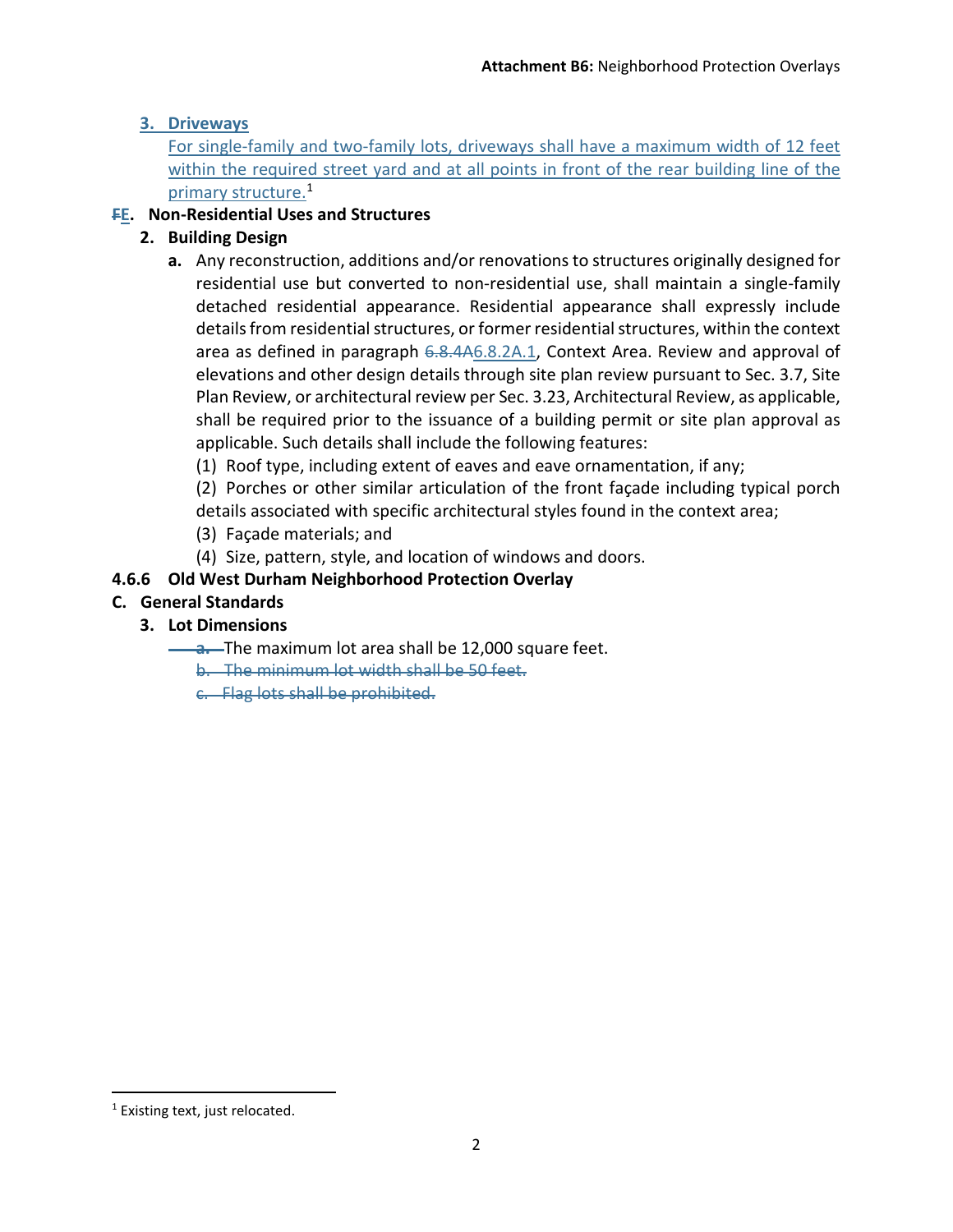**3. Driveways**

For single-family and two-family lots, driveways shall have a maximum width of 12 feet within the required street yard and at all points in front of the rear building line of the primary structure.[1]

**~~F~~E. Non-Residential Uses and Structures**

**2. Building Design**

**a.** Any reconstruction, additions and/or renovations to structures originally designed for residential use but converted to non-residential use, shall maintain a single-family detached residential appearance. Residential appearance shall expressly include details from residential structures, or former residential structures, within the context area as defined in paragraph ~~6.8.4A~~6.8.2A.1, Context Area. Review and approval of elevations and other design details through site plan review pursuant to Sec. 3.7, Site Plan Review, or architectural review per Sec. 3.23, Architectural Review, as applicable, shall be required prior to the issuance of a building permit or site plan approval as applicable. Such details shall include the following features:

(1) Roof type, including extent of eaves and eave ornamentation, if any;

(2) Porches or other similar articulation of the front façade including typical porch details associated with specific architectural styles found in the context area;

(3) Façade materials; and

(4) Size, pattern, style, and location of windows and doors.

**4.6.6 Old West Durham Neighborhood Protection Overlay**

**C. General Standards**

**3. Lot Dimensions**

~~a.~~ The maximum lot area shall be 12,000 square feet.

~~b. The minimum lot width shall be 50 feet.~~

~~c. Flag lots shall be prohibited.~~

[1] Existing text, just relocated.